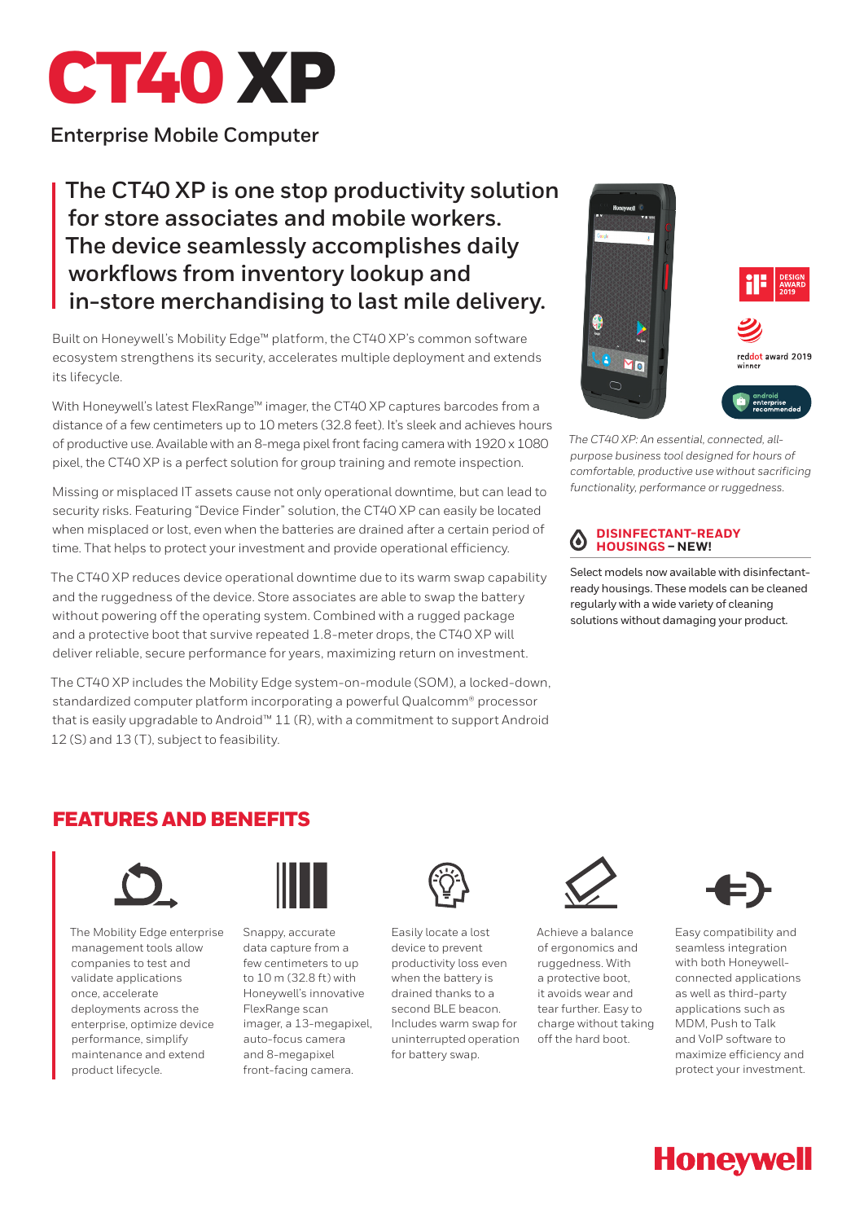# CT40 XP

Enterprise Mobile Computer

## The CT40 XP is one stop productivity solution for store associates and mobile workers. The device seamlessly accomplishes daily workflows from inventory lookup and in-store merchandising to last mile delivery.

Built on Honeywell's Mobility Edge™ platform, the CT40 XP's common software ecosystem strengthens its security, accelerates multiple deployment and extends its lifecycle.

With Honeywell's latest FlexRange™ imager, the CT40 XP captures barcodes from a distance of a few centimeters up to 10 meters (32.8 feet). It's sleek and achieves hours of productive use. Available with an 8-mega pixel front facing camera with 1920 x 1080 pixel, the CT40 XP is a perfect solution for group training and remote inspection.

Missing or misplaced IT assets cause not only operational downtime, but can lead to security risks. Featuring "Device Finder" solution, the CT40 XP can easily be located when misplaced or lost, even when the batteries are drained after a certain period of time. That helps to protect your investment and provide operational efficiency.

The CT40 XP reduces device operational downtime due to its warm swap capability and the ruggedness of the device. Store associates are able to swap the battery without powering off the operating system. Combined with a rugged package and a protective boot that survive repeated 1.8-meter drops, the CT40 XP will deliver reliable, secure performance for years, maximizing return on investment.

The CT40 XP includes the Mobility Edge system-on-module (SOM), a locked-down, standardized computer platform incorporating a powerful Qualcomm® processor that is easily upgradable to Android™ 11 (R), with a commitment to support Android 12 (S) and 13 (T), subject to feasibility.

*The CT40 XP: An essential, connected, all-purpose business tool designed for hours of comfortable, productive use without sacrificing functionality, performance or ruggedness.*

### DISINFECTANT-READY HOUSINGS – NEW!

Select models now available with disinfectant-ready housings. These models can be cleaned regularly with a wide variety of cleaning solutions without damaging your product.

## FEATURES AND BENEFITS

- The Mobility Edge enterprise management tools allow companies to test and validate applications once, accelerate deployments across the enterprise, optimize device performance, simplify maintenance and extend product lifecycle.
- Snappy, accurate data capture from a few centimeters to up to 10 m (32.8 ft) with Honeywell's innovative FlexRange scan imager, a 13-megapixel, auto-focus camera and 8-megapixel front-facing camera.
- Easily locate a lost device to prevent productivity loss even when the battery is drained thanks to a second BLE beacon. Includes warm swap for uninterrupted operation for battery swap.
- Achieve a balance of ergonomics and ruggedness. With a protective boot, it avoids wear and tear further. Easy to charge without taking off the hard boot.
- Easy compatibility and seamless integration with both Honeywell-connected applications as well as third-party applications such as MDM, Push to Talk and VoIP software to maximize efficiency and protect your investment.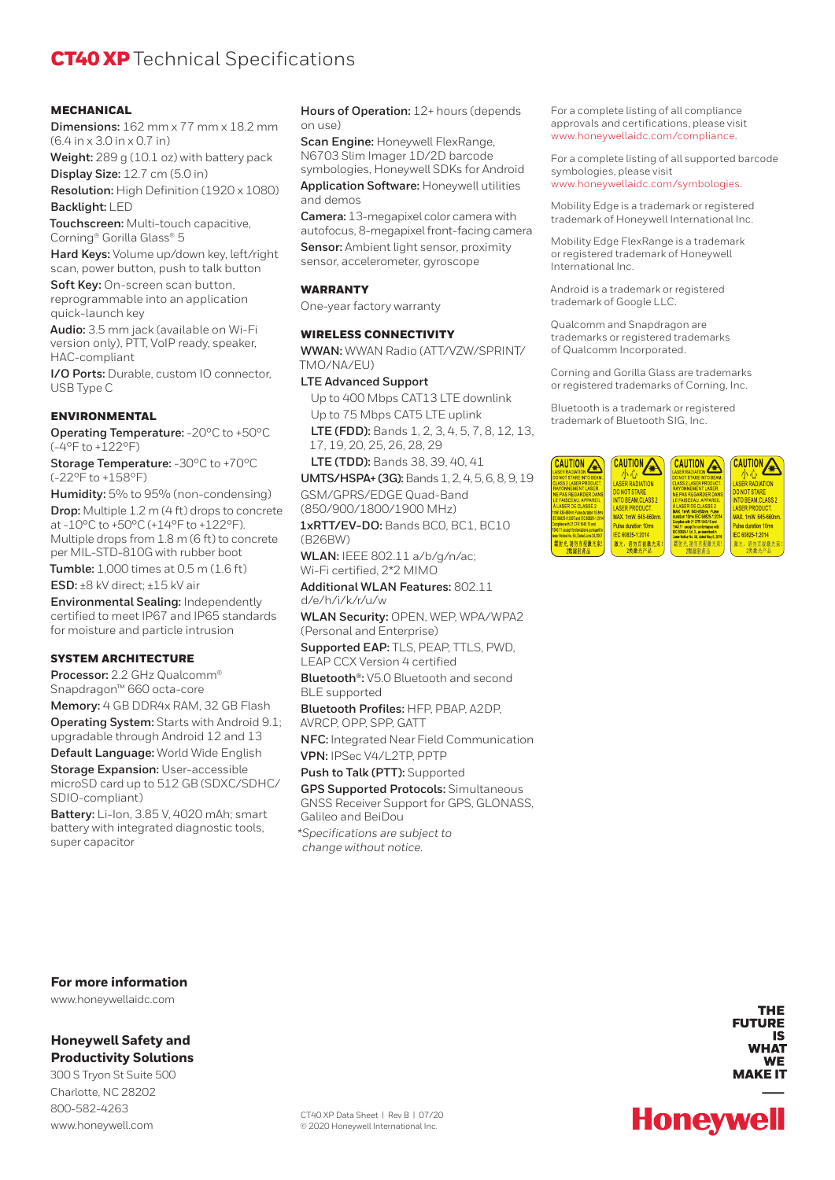# CT40 XP Technical Specifications

## MECHANICAL

**Dimensions:** 162 mm x 77 mm x 18.2 mm (6.4 in x 3.0 in x 0.7 in)

**Weight:** 289 g (10.1 oz) with battery pack

**Display Size:** 12.7 cm (5.0 in)

**Resolution:** High Definition (1920 x 1080)

**Backlight:** LED

**Touchscreen:** Multi-touch capacitive, Corning® Gorilla Glass® 5

**Hard Keys:** Volume up/down key, left/right scan, power button, push to talk button

**Soft Key:** On-screen scan button, reprogrammable into an application quick-launch key

**Audio:** 3.5 mm jack (available on Wi-Fi version only), PTT, VoIP ready, speaker, HAC-compliant

**I/O Ports:** Durable, custom IO connector, USB Type C

## ENVIRONMENTAL

**Operating Temperature:** -20°C to +50°C (-4°F to +122°F)

**Storage Temperature:** -30°C to +70°C (-22°F to +158°F)

**Humidity:** 5% to 95% (non-condensing)

**Drop:** Multiple 1.2 m (4 ft) drops to concrete at -10°C to +50°C (+14°F to +122°F). Multiple drops from 1.8 m (6 ft) to concrete per MIL-STD-810G with rubber boot

**Tumble:** 1,000 times at 0.5 m (1.6 ft)

**ESD:** ±8 kV direct; ±15 kV air

**Environmental Sealing:** Independently certified to meet IP67 and IP65 standards for moisture and particle intrusion

## SYSTEM ARCHITECTURE

**Processor:** 2.2 GHz Qualcomm® Snapdragon™ 660 octa-core

**Memory:** 4 GB DDR4x RAM, 32 GB Flash

**Operating System:** Starts with Android 9.1; upgradable through Android 12 and 13

**Default Language:** World Wide English

**Storage Expansion:** User-accessible microSD card up to 512 GB (SDXC/SDHC/SDIO-compliant)

**Battery:** Li-Ion, 3.85 V, 4020 mAh; smart battery with integrated diagnostic tools, super capacitor

**Hours of Operation:** 12+ hours (depends on use)

**Scan Engine:** Honeywell FlexRange, N6703 Slim Imager 1D/2D barcode symbologies, Honeywell SDKs for Android

**Application Software:** Honeywell utilities and demos

**Camera:** 13-megapixel color camera with autofocus, 8-megapixel front-facing camera

**Sensor:** Ambient light sensor, proximity sensor, accelerometer, gyroscope

## WARRANTY

One-year factory warranty

## WIRELESS CONNECTIVITY

**WWAN:** WWAN Radio (ATT/VZW/SPRINT/TMO/NA/EU)

**LTE Advanced Support**

- Up to 400 Mbps CAT13 LTE downlink
- Up to 75 Mbps CAT5 LTE uplink
- **LTE (FDD):** Bands 1, 2, 3, 4, 5, 7, 8, 12, 13, 17, 19, 20, 25, 26, 28, 29
- **LTE (TDD):** Bands 38, 39, 40, 41

**UMTS/HSPA+ (3G):** Bands 1, 2, 4, 5, 6, 8, 9, 19

GSM/GPRS/EDGE Quad-Band (850/900/1800/1900 MHz)

**1xRTT/EV-DO:** Bands BC0, BC1, BC10 (B26BW)

**WLAN:** IEEE 802.11 a/b/g/n/ac; Wi-Fi certified, 2*2 MIMO

**Additional WLAN Features:** 802.11 d/e/h/i/k/r/u/w

**WLAN Security:** OPEN, WEP, WPA/WPA2 (Personal and Enterprise)

**Supported EAP:** TLS, PEAP, TTLS, PWD, LEAP CCX Version 4 certified

**Bluetooth®:** V5.0 Bluetooth and second BLE supported

**Bluetooth Profiles:** HFP, PBAP, A2DP, AVRCP, OPP, SPP, GATT

**NFC:** Integrated Near Field Communication

**VPN:** IPSec V4/L2TP, PPTP

**Push to Talk (PTT):** Supported

**GPS Supported Protocols:** Simultaneous GNSS Receiver Support for GPS, GLONASS, Galileo and BeiDou

*\*Specifications are subject to change without notice.*

For a complete listing of all compliance approvals and certifications, please visit www.honeywellaidc.com/compliance.

For a complete listing of all supported barcode symbologies, please visit www.honeywellaidc.com/symbologies.

Mobility Edge is a trademark or registered trademark of Honeywell International Inc.

Mobility Edge FlexRange is a trademark or registered trademark of Honeywell International Inc.

Android is a trademark or registered trademark of Google LLC.

Qualcomm and Snapdragon are trademarks or registered trademarks of Qualcomm Incorporated.

Corning and Gorilla Glass are trademarks or registered trademarks of Corning, Inc.

Bluetooth is a trademark or registered trademark of Bluetooth SIG, Inc.

**For more information**

www.honeywellaidc.com

**Honeywell Safety and Productivity Solutions**

300 S Tryon St Suite 500
Charlotte, NC 28202
800-582-4263
www.honeywell.com

CT40 XP Data Sheet | Rev B | 07/20
© 2020 Honeywell International Inc.

THE FUTURE IS WHAT WE MAKE IT

Honeywell